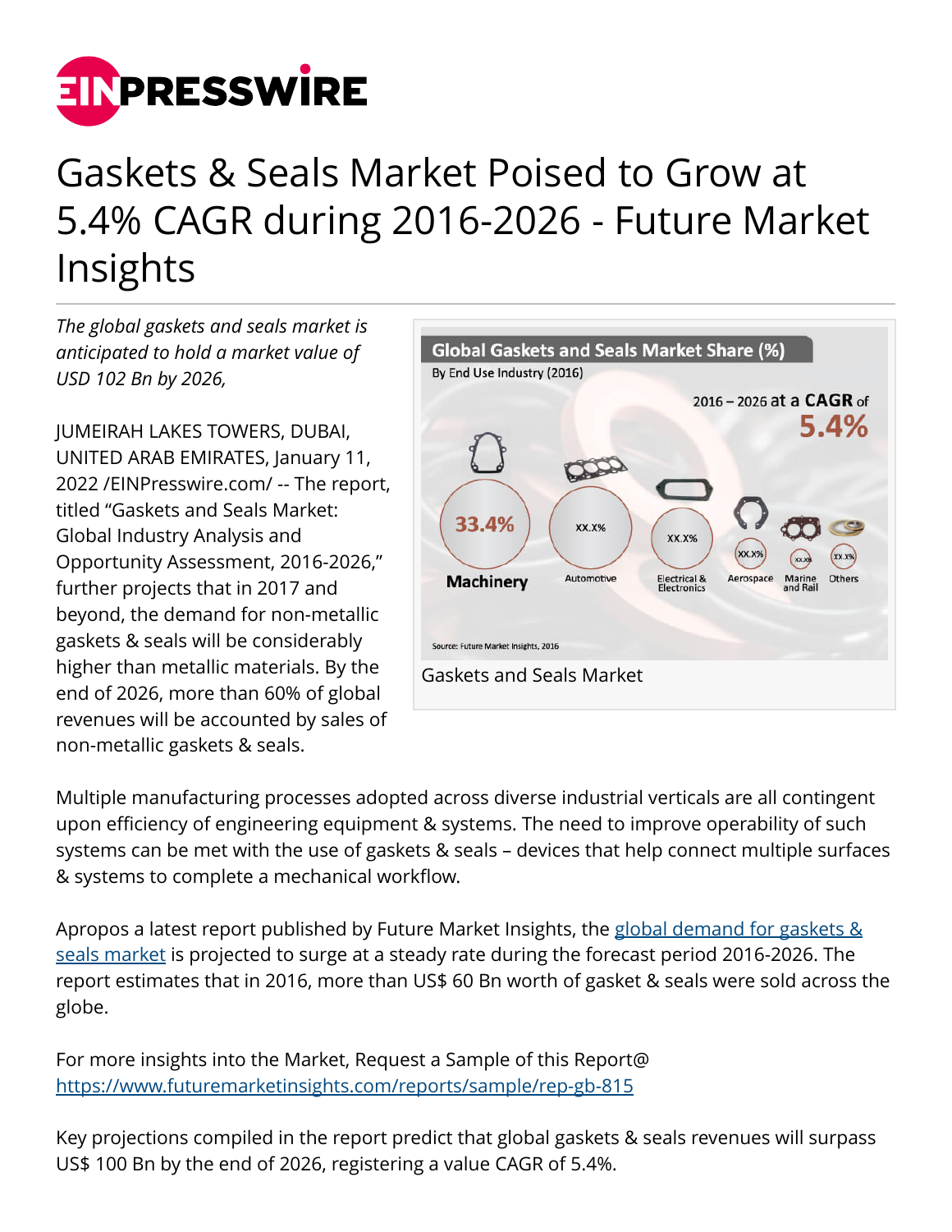# Gaskets & Seals Market Poised to Grow at 5.4% CAGR during 2016-2026 - Future Market Insights

*The global gaskets and seals market is anticipated to hold a market value of USD 102 Bn by 2026,*

JUMEIRAH LAKES TOWERS, DUBAI, UNITED ARAB EMIRATES, January 11, 2022 /EINPresswire.com/ -- The report, titled "Gaskets and Seals Market: Global Industry Analysis and Opportunity Assessment, 2016-2026," further projects that in 2017 and beyond, the demand for non-metallic gaskets & seals will be considerably higher than metallic materials. By the end of 2026, more than 60% of global revenues will be accounted by sales of non-metallic gaskets & seals.

Gaskets and Seals Market

Multiple manufacturing processes adopted across diverse industrial verticals are all contingent upon efficiency of engineering equipment & systems. The need to improve operability of such systems can be met with the use of gaskets & seals – devices that help connect multiple surfaces & systems to complete a mechanical workflow.

Apropos a latest report published by Future Market Insights, the global demand for gaskets & seals market is projected to surge at a steady rate during the forecast period 2016-2026. The report estimates that in 2016, more than US$ 60 Bn worth of gasket & seals were sold across the globe.

For more insights into the Market, Request a Sample of this Report@ https://www.futuremarketinsights.com/reports/sample/rep-gb-815

Key projections compiled in the report predict that global gaskets & seals revenues will surpass US$ 100 Bn by the end of 2026, registering a value CAGR of 5.4%.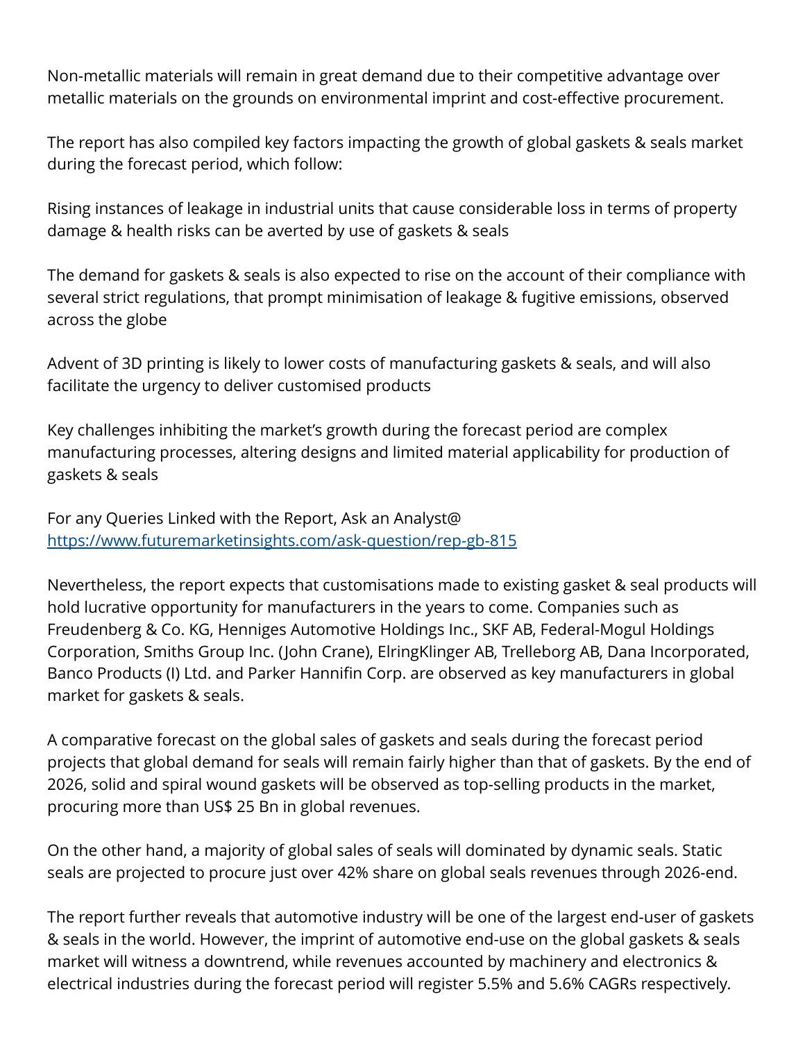Non-metallic materials will remain in great demand due to their competitive advantage over metallic materials on the grounds on environmental imprint and cost-effective procurement.

The report has also compiled key factors impacting the growth of global gaskets & seals market during the forecast period, which follow:

Rising instances of leakage in industrial units that cause considerable loss in terms of property damage & health risks can be averted by use of gaskets & seals

The demand for gaskets & seals is also expected to rise on the account of their compliance with several strict regulations, that prompt minimisation of leakage & fugitive emissions, observed across the globe

Advent of 3D printing is likely to lower costs of manufacturing gaskets & seals, and will also facilitate the urgency to deliver customised products

Key challenges inhibiting the market's growth during the forecast period are complex manufacturing processes, altering designs and limited material applicability for production of gaskets & seals

For any Queries Linked with the Report, Ask an Analyst@ [https://www.futuremarketinsights.com/ask-question/rep-gb-815](https://www.futuremarketinsights.com/ask-question/rep-gb-815)

Nevertheless, the report expects that customisations made to existing gasket & seal products will hold lucrative opportunity for manufacturers in the years to come. Companies such as Freudenberg & Co. KG, Henniges Automotive Holdings Inc., SKF AB, Federal-Mogul Holdings Corporation, Smiths Group Inc. (John Crane), ElringKlinger AB, Trelleborg AB, Dana Incorporated, Banco Products (I) Ltd. and Parker Hannifin Corp. are observed as key manufacturers in global market for gaskets & seals.

A comparative forecast on the global sales of gaskets and seals during the forecast period projects that global demand for seals will remain fairly higher than that of gaskets. By the end of 2026, solid and spiral wound gaskets will be observed as top-selling products in the market, procuring more than US$ 25 Bn in global revenues.

On the other hand, a majority of global sales of seals will dominated by dynamic seals. Static seals are projected to procure just over 42% share on global seals revenues through 2026-end.

The report further reveals that automotive industry will be one of the largest end-user of gaskets & seals in the world. However, the imprint of automotive end-use on the global gaskets & seals market will witness a downtrend, while revenues accounted by machinery and electronics & electrical industries during the forecast period will register 5.5% and 5.6% CAGRs respectively.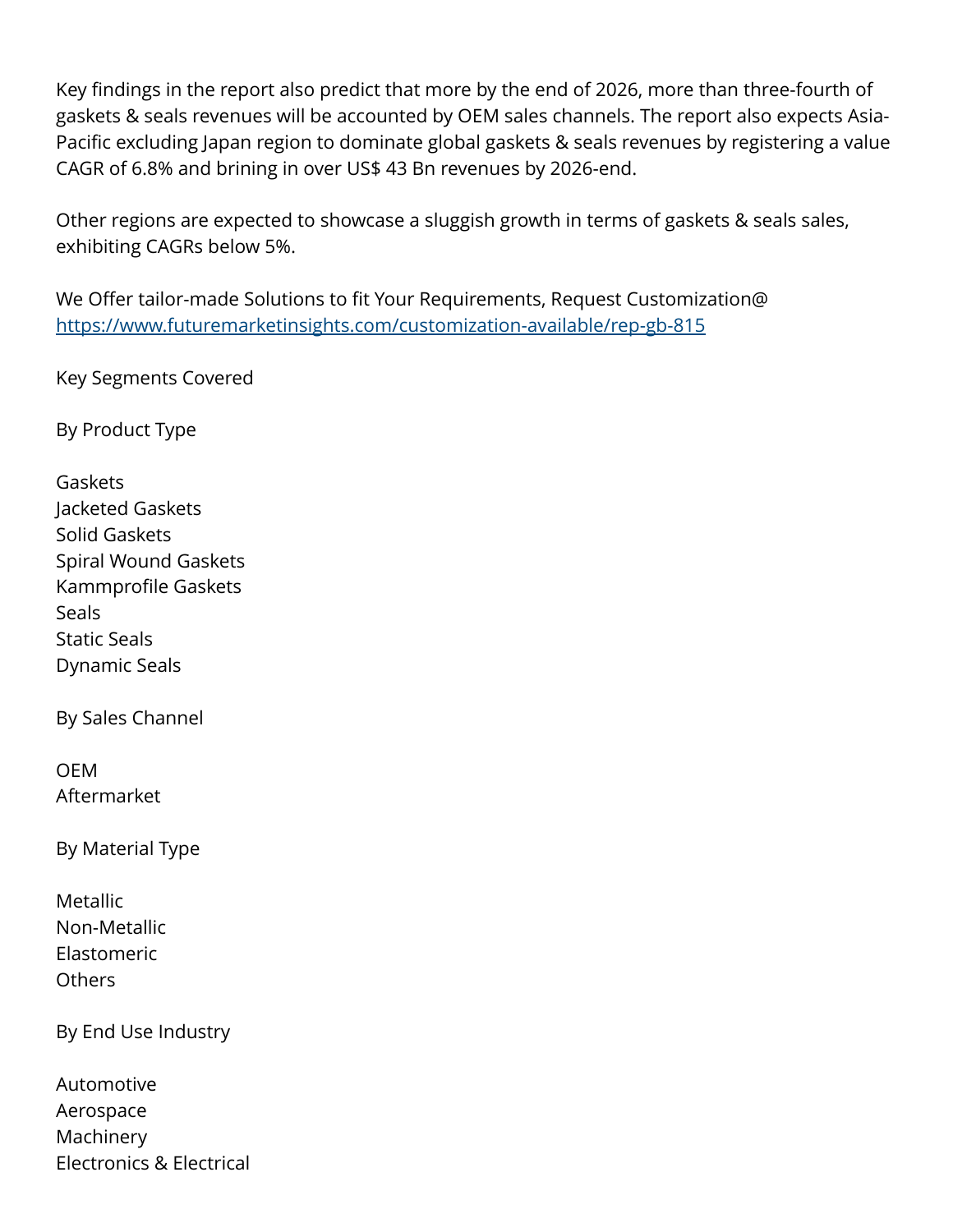Key findings in the report also predict that more by the end of 2026, more than three-fourth of gaskets & seals revenues will be accounted by OEM sales channels. The report also expects Asia-Pacific excluding Japan region to dominate global gaskets & seals revenues by registering a value CAGR of 6.8% and brining in over US$ 43 Bn revenues by 2026-end.

Other regions are expected to showcase a sluggish growth in terms of gaskets & seals sales, exhibiting CAGRs below 5%.

We Offer tailor-made Solutions to fit Your Requirements, Request Customization@ https://www.futuremarketinsights.com/customization-available/rep-gb-815

Key Segments Covered

By Product Type

Gaskets
Jacketed Gaskets
Solid Gaskets
Spiral Wound Gaskets
Kammprofile Gaskets
Seals
Static Seals
Dynamic Seals

By Sales Channel

OEM
Aftermarket

By Material Type

Metallic
Non-Metallic
Elastomeric
Others

By End Use Industry

Automotive
Aerospace
Machinery
Electronics & Electrical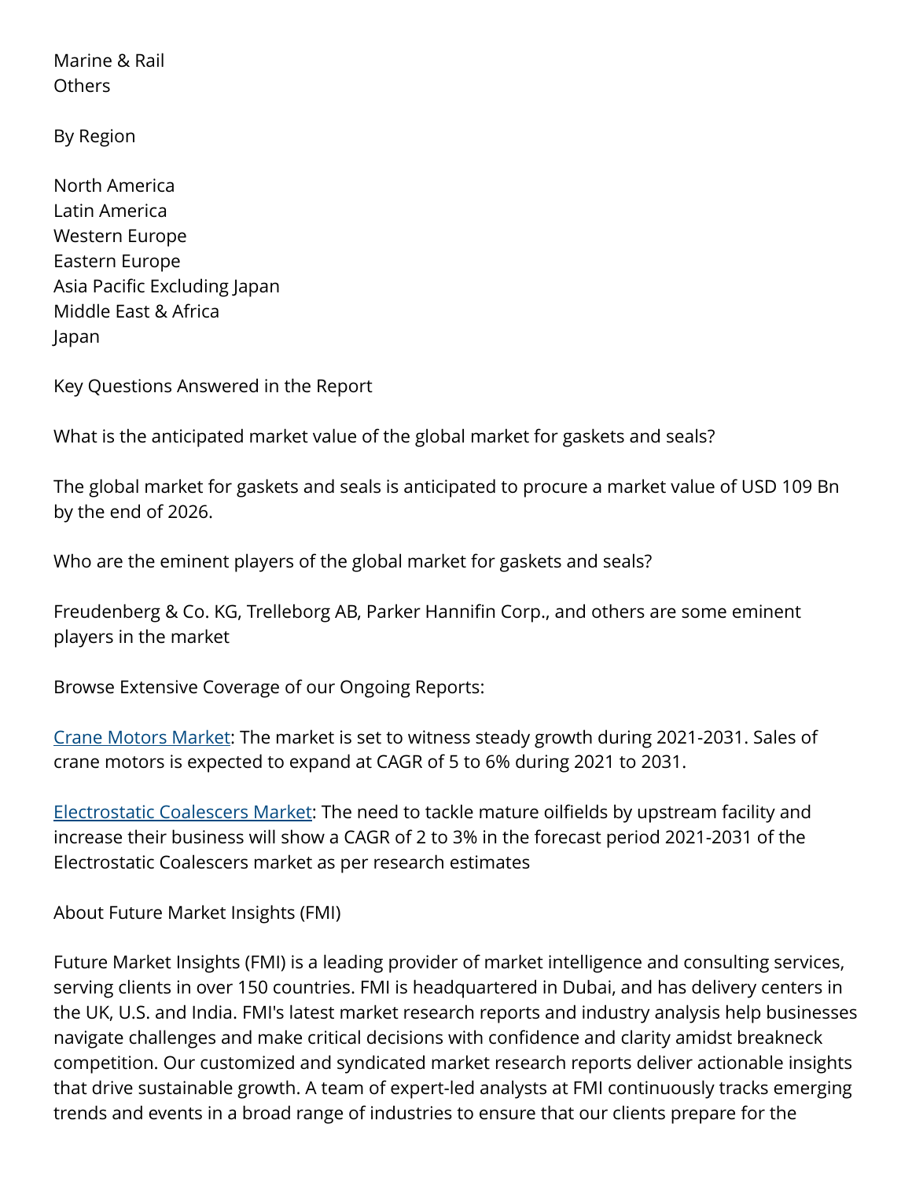Marine & Rail
Others

By Region

North America
Latin America
Western Europe
Eastern Europe
Asia Pacific Excluding Japan
Middle East & Africa
Japan

Key Questions Answered in the Report

What is the anticipated market value of the global market for gaskets and seals?

The global market for gaskets and seals is anticipated to procure a market value of USD 109 Bn by the end of 2026.

Who are the eminent players of the global market for gaskets and seals?

Freudenberg & Co. KG, Trelleborg AB, Parker Hannifin Corp., and others are some eminent players in the market

Browse Extensive Coverage of our Ongoing Reports:

Crane Motors Market: The market is set to witness steady growth during 2021-2031. Sales of crane motors is expected to expand at CAGR of 5 to 6% during 2021 to 2031.

Electrostatic Coalescers Market: The need to tackle mature oilfields by upstream facility and increase their business will show a CAGR of 2 to 3% in the forecast period 2021-2031 of the Electrostatic Coalescers market as per research estimates

About Future Market Insights (FMI)

Future Market Insights (FMI) is a leading provider of market intelligence and consulting services, serving clients in over 150 countries. FMI is headquartered in Dubai, and has delivery centers in the UK, U.S. and India. FMI's latest market research reports and industry analysis help businesses navigate challenges and make critical decisions with confidence and clarity amidst breakneck competition. Our customized and syndicated market research reports deliver actionable insights that drive sustainable growth. A team of expert-led analysts at FMI continuously tracks emerging trends and events in a broad range of industries to ensure that our clients prepare for the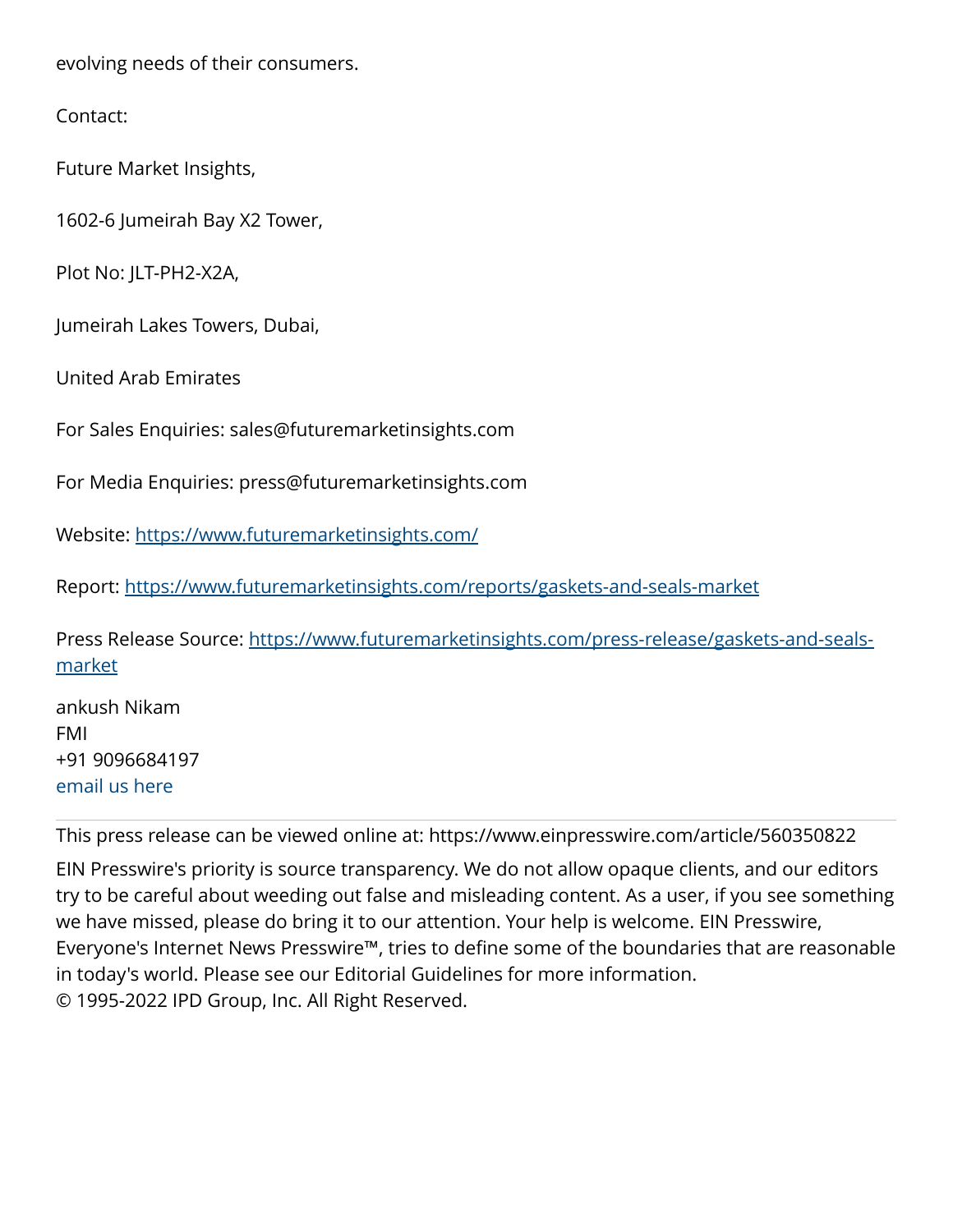evolving needs of their consumers.

Contact:

Future Market Insights,

1602-6 Jumeirah Bay X2 Tower,

Plot No: JLT-PH2-X2A,

Jumeirah Lakes Towers, Dubai,

United Arab Emirates

For Sales Enquiries: sales@futuremarketinsights.com

For Media Enquiries: press@futuremarketinsights.com

Website: https://www.futuremarketinsights.com/

Report: https://www.futuremarketinsights.com/reports/gaskets-and-seals-market

Press Release Source: https://www.futuremarketinsights.com/press-release/gaskets-and-seals-market

ankush Nikam
FMI
+91 9096684197
email us here

---

This press release can be viewed online at: https://www.einpresswire.com/article/560350822

EIN Presswire's priority is source transparency. We do not allow opaque clients, and our editors try to be careful about weeding out false and misleading content. As a user, if you see something we have missed, please do bring it to our attention. Your help is welcome. EIN Presswire, Everyone's Internet News Presswire™, tries to define some of the boundaries that are reasonable in today's world. Please see our Editorial Guidelines for more information.
© 1995-2022 IPD Group, Inc. All Right Reserved.